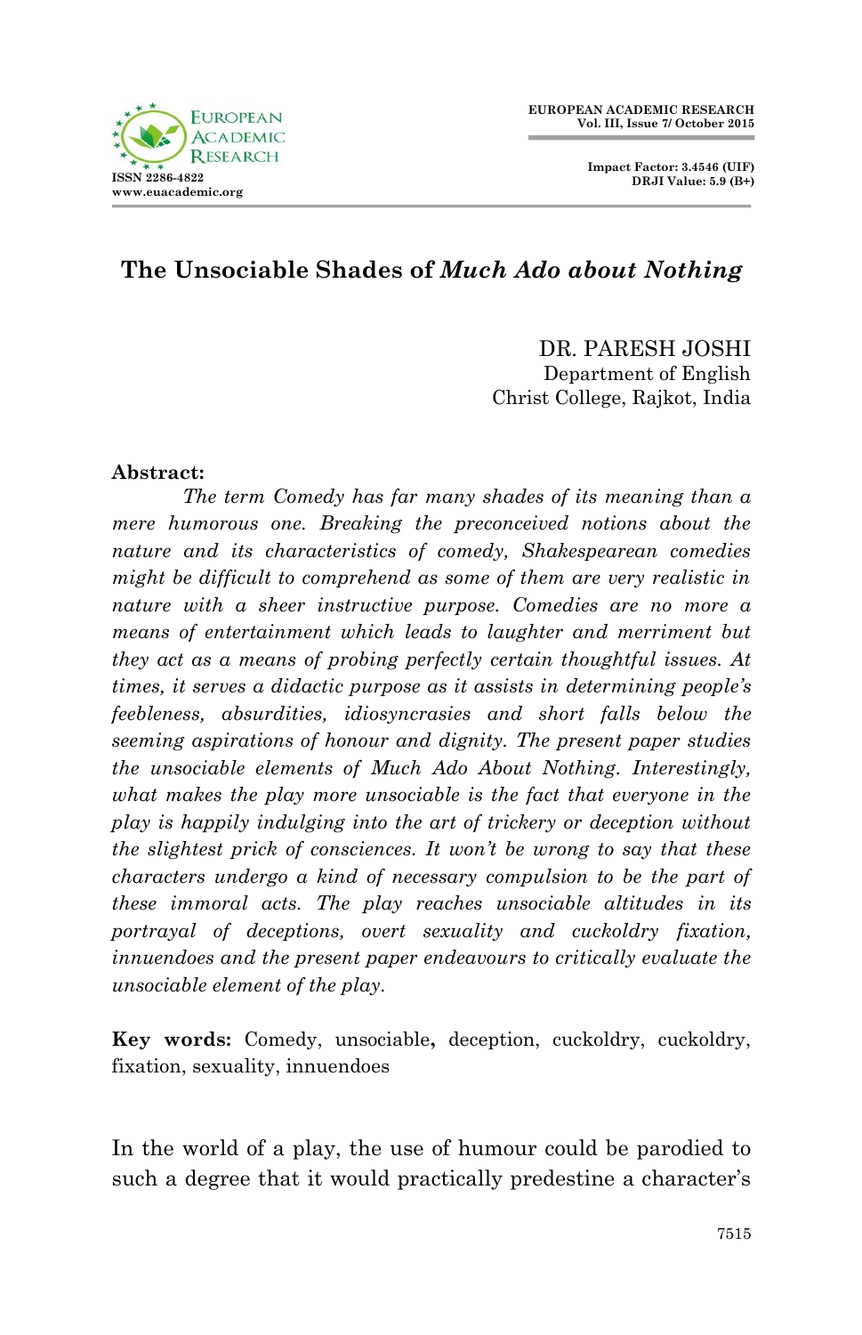# The Unsociable Shades of *Much Ado about Nothing*

DR. PARESH JOSHI  
Department of English  
Christ College, Rajkot, India

**Abstract:**

*The term Comedy has far many shades of its meaning than a mere humorous one. Breaking the preconceived notions about the nature and its characteristics of comedy, Shakespearean comedies might be difficult to comprehend as some of them are very realistic in nature with a sheer instructive purpose. Comedies are no more a means of entertainment which leads to laughter and merriment but they act as a means of probing perfectly certain thoughtful issues. At times, it serves a didactic purpose as it assists in determining people's feebleness, absurdities, idiosyncrasies and short falls below the seeming aspirations of honour and dignity. The present paper studies the unsociable elements of Much Ado About Nothing. Interestingly, what makes the play more unsociable is the fact that everyone in the play is happily indulging into the art of trickery or deception without the slightest prick of consciences. It won't be wrong to say that these characters undergo a kind of necessary compulsion to be the part of these immoral acts. The play reaches unsociable altitudes in its portrayal of deceptions, overt sexuality and cuckoldry fixation, innuendoes and the present paper endeavours to critically evaluate the unsociable element of the play.*

**Key words:** Comedy, unsociable**,** deception, cuckoldry, cuckoldry, fixation, sexuality, innuendoes

In the world of a play, the use of humour could be parodied to such a degree that it would practically predestine a character's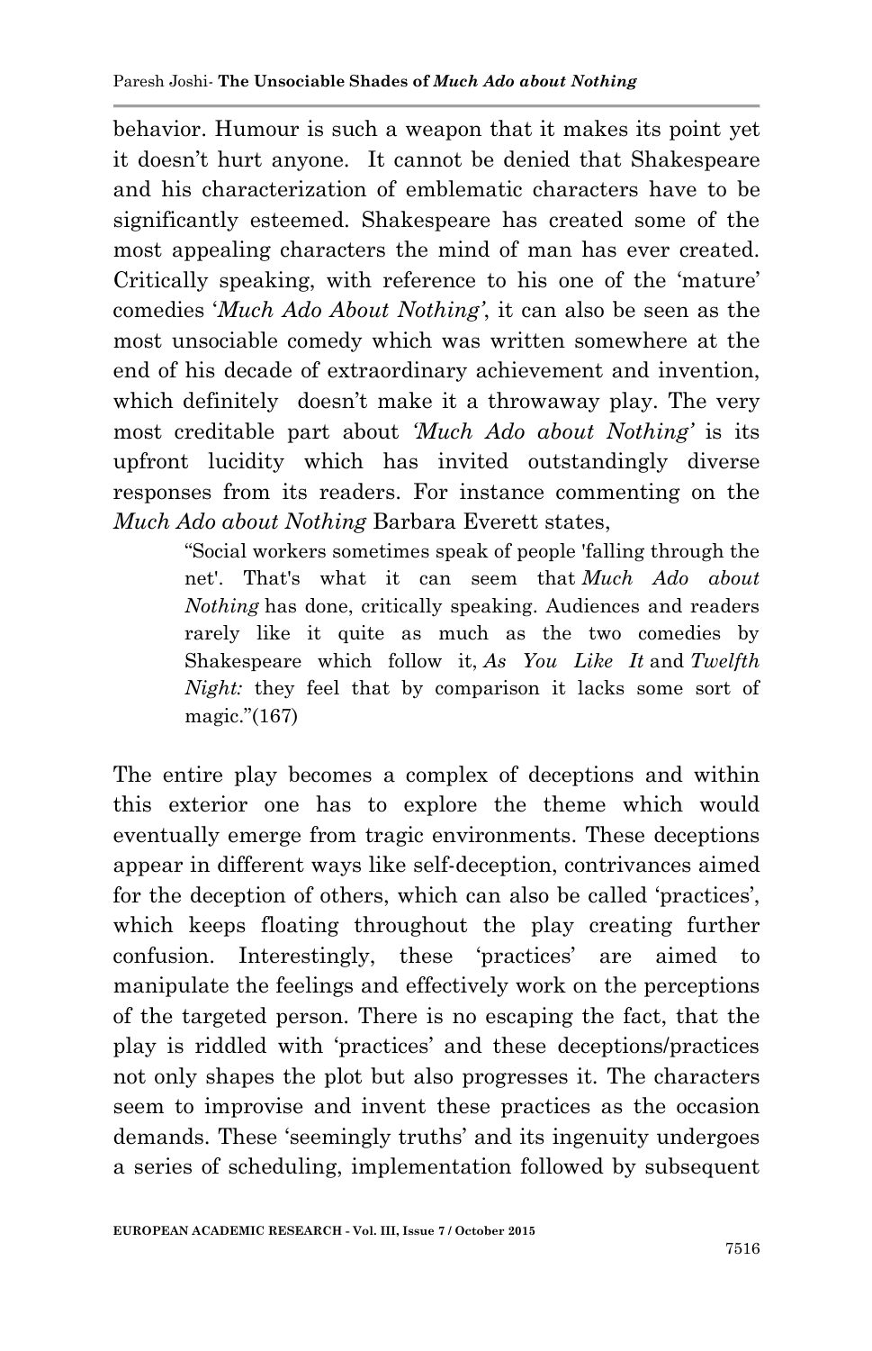behavior. Humour is such a weapon that it makes its point yet it doesn't hurt anyone. It cannot be denied that Shakespeare and his characterization of emblematic characters have to be significantly esteemed. Shakespeare has created some of the most appealing characters the mind of man has ever created. Critically speaking, with reference to his one of the 'mature' comedies '*Much Ado About Nothing*', it can also be seen as the most unsociable comedy which was written somewhere at the end of his decade of extraordinary achievement and invention, which definitely doesn't make it a throwaway play. The very most creditable part about *'Much Ado about Nothing'* is its upfront lucidity which has invited outstandingly diverse responses from its readers. For instance commenting on the *Much Ado about Nothing* Barbara Everett states,

> "Social workers sometimes speak of people 'falling through the net'. That's what it can seem that *Much Ado about Nothing* has done, critically speaking. Audiences and readers rarely like it quite as much as the two comedies by Shakespeare which follow it, *As You Like It* and *Twelfth Night:* they feel that by comparison it lacks some sort of magic."(167)

The entire play becomes a complex of deceptions and within this exterior one has to explore the theme which would eventually emerge from tragic environments. These deceptions appear in different ways like self-deception, contrivances aimed for the deception of others, which can also be called 'practices', which keeps floating throughout the play creating further confusion. Interestingly, these 'practices' are aimed to manipulate the feelings and effectively work on the perceptions of the targeted person. There is no escaping the fact, that the play is riddled with 'practices' and these deceptions/practices not only shapes the plot but also progresses it. The characters seem to improvise and invent these practices as the occasion demands. These 'seemingly truths' and its ingenuity undergoes a series of scheduling, implementation followed by subsequent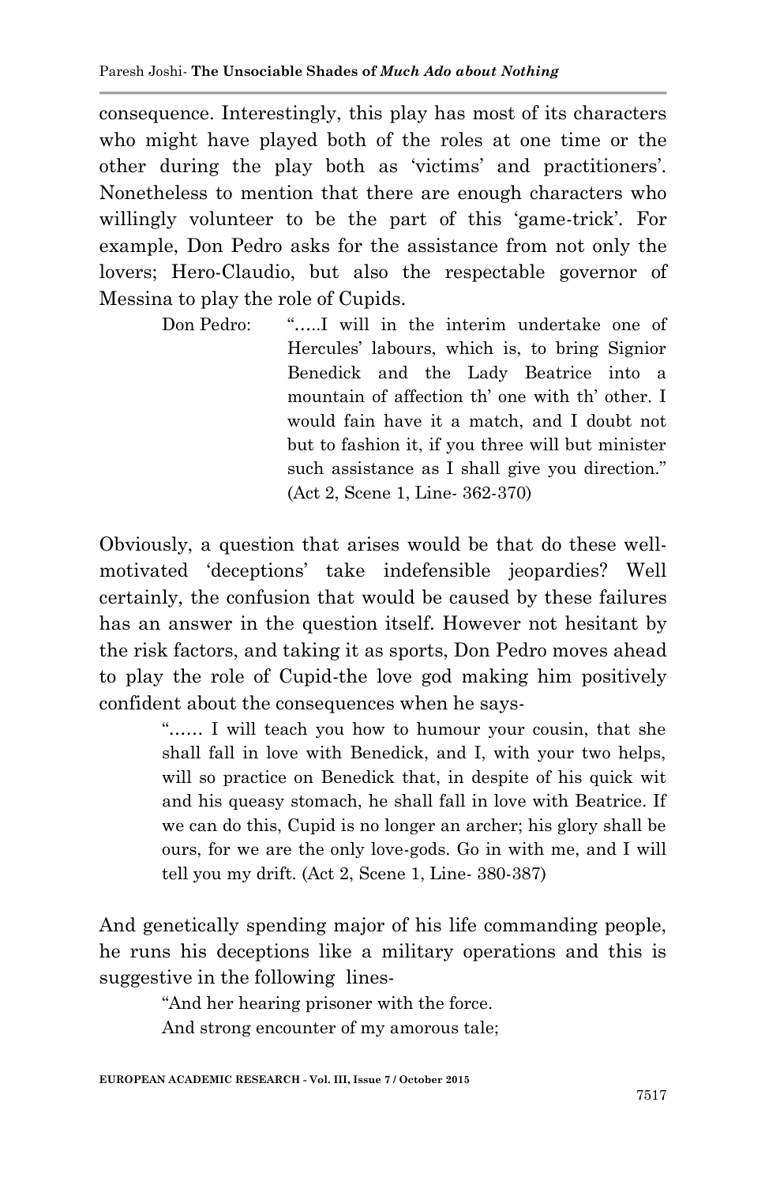consequence. Interestingly, this play has most of its characters who might have played both of the roles at one time or the other during the play both as 'victims' and practitioners'. Nonetheless to mention that there are enough characters who willingly volunteer to be the part of this 'game-trick'. For example, Don Pedro asks for the assistance from not only the lovers; Hero-Claudio, but also the respectable governor of Messina to play the role of Cupids.

> Don Pedro: ".....I will in the interim undertake one of Hercules' labours, which is, to bring Signior Benedick and the Lady Beatrice into a mountain of affection th' one with th' other. I would fain have it a match, and I doubt not but to fashion it, if you three will but minister such assistance as I shall give you direction." (Act 2, Scene 1, Line- 362-370)

Obviously, a question that arises would be that do these well-motivated 'deceptions' take indefensible jeopardies? Well certainly, the confusion that would be caused by these failures has an answer in the question itself. However not hesitant by the risk factors, and taking it as sports, Don Pedro moves ahead to play the role of Cupid-the love god making him positively confident about the consequences when he says-

> "...... I will teach you how to humour your cousin, that she shall fall in love with Benedick, and I, with your two helps, will so practice on Benedick that, in despite of his quick wit and his queasy stomach, he shall fall in love with Beatrice. If we can do this, Cupid is no longer an archer; his glory shall be ours, for we are the only love-gods. Go in with me, and I will tell you my drift. (Act 2, Scene 1, Line- 380-387)

And genetically spending major of his life commanding people, he runs his deceptions like a military operations and this is suggestive in the following lines-

> "And her hearing prisoner with the force.
> And strong encounter of my amorous tale;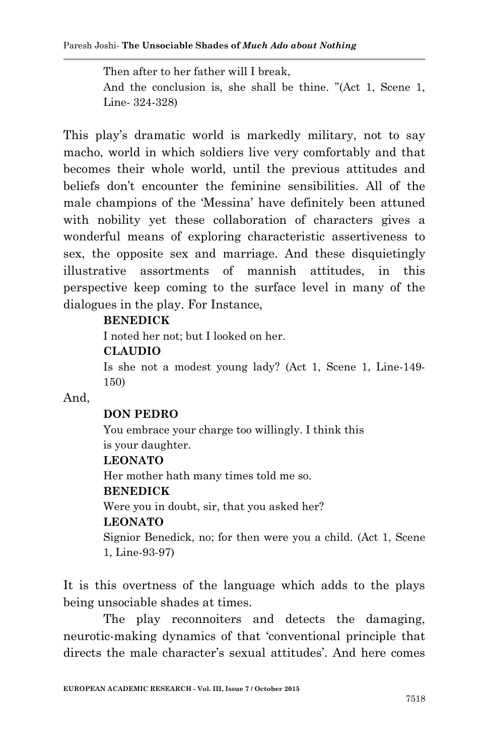> Then after to her father will I break,
> And the conclusion is, she shall be thine. "(Act 1, Scene 1, Line- 324-328)

This play's dramatic world is markedly military, not to say macho, world in which soldiers live very comfortably and that becomes their whole world, until the previous attitudes and beliefs don't encounter the feminine sensibilities. All of the male champions of the 'Messina' have definitely been attuned with nobility yet these collaboration of characters gives a wonderful means of exploring characteristic assertiveness to sex, the opposite sex and marriage. And these disquietingly illustrative assortments of mannish attitudes, in this perspective keep coming to the surface level in many of the dialogues in the play. For Instance,

> **BENEDICK**
> I noted her not; but I looked on her.
> **CLAUDIO**
> Is she not a modest young lady? (Act 1, Scene 1, Line-149-150)

And,

> **DON PEDRO**
> You embrace your charge too willingly. I think this is your daughter.
> **LEONATO**
> Her mother hath many times told me so.
> **BENEDICK**
> Were you in doubt, sir, that you asked her?
> **LEONATO**
> Signior Benedick, no; for then were you a child. (Act 1, Scene 1, Line-93-97)

It is this overtness of the language which adds to the plays being unsociable shades at times.

The play reconnoiters and detects the damaging, neurotic-making dynamics of that 'conventional principle that directs the male character's sexual attitudes'. And here comes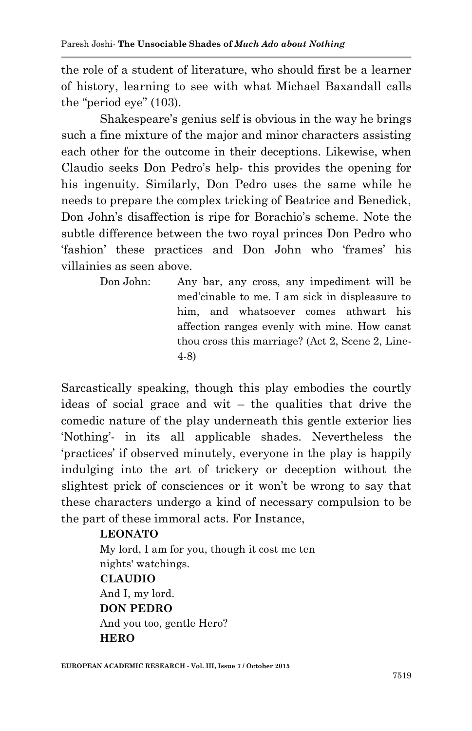the role of a student of literature, who should first be a learner of history, learning to see with what Michael Baxandall calls the "period eye" (103).

Shakespeare's genius self is obvious in the way he brings such a fine mixture of the major and minor characters assisting each other for the outcome in their deceptions. Likewise, when Claudio seeks Don Pedro's help- this provides the opening for his ingenuity. Similarly, Don Pedro uses the same while he needs to prepare the complex tricking of Beatrice and Benedick, Don John's disaffection is ripe for Borachio's scheme. Note the subtle difference between the two royal princes Don Pedro who 'fashion' these practices and Don John who 'frames' his villainies as seen above.

> Don John: Any bar, any cross, any impediment will be med'cinable to me. I am sick in displeasure to him, and whatsoever comes athwart his affection ranges evenly with mine. How canst thou cross this marriage? (Act 2, Scene 2, Line-4-8)

Sarcastically speaking, though this play embodies the courtly ideas of social grace and wit – the qualities that drive the comedic nature of the play underneath this gentle exterior lies 'Nothing'- in its all applicable shades. Nevertheless the 'practices' if observed minutely, everyone in the play is happily indulging into the art of trickery or deception without the slightest prick of consciences or it won't be wrong to say that these characters undergo a kind of necessary compulsion to be the part of these immoral acts. For Instance,

> **LEONATO**
> My lord, I am for you, though it cost me ten nights' watchings.
> **CLAUDIO**
> And I, my lord.
> **DON PEDRO**
> And you too, gentle Hero?
> **HERO**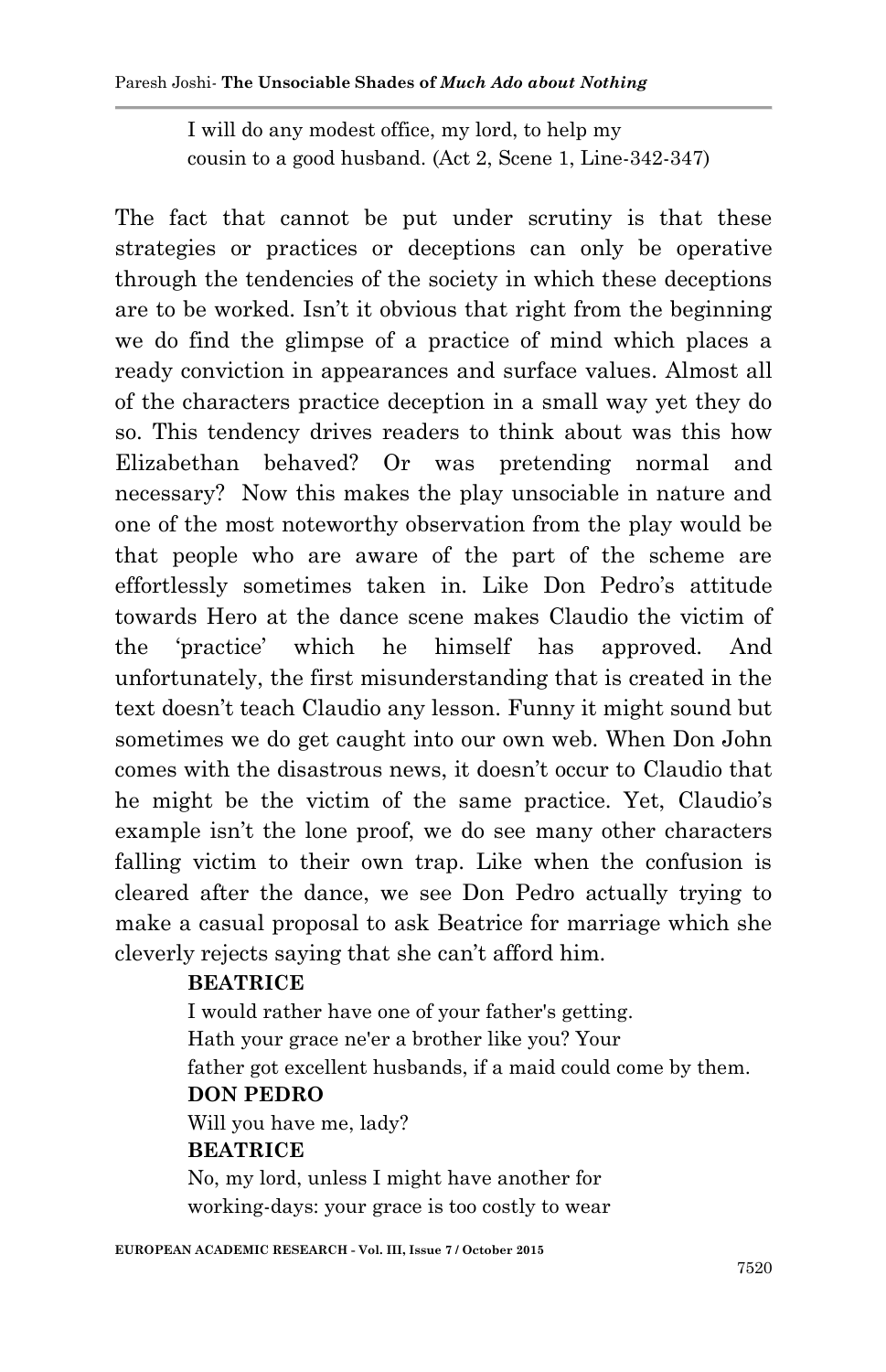I will do any modest office, my lord, to help my
cousin to a good husband. (Act 2, Scene 1, Line-342-347)

The fact that cannot be put under scrutiny is that these strategies or practices or deceptions can only be operative through the tendencies of the society in which these deceptions are to be worked. Isn't it obvious that right from the beginning we do find the glimpse of a practice of mind which places a ready conviction in appearances and surface values. Almost all of the characters practice deception in a small way yet they do so. This tendency drives readers to think about was this how Elizabethan behaved? Or was pretending normal and necessary? Now this makes the play unsociable in nature and one of the most noteworthy observation from the play would be that people who are aware of the part of the scheme are effortlessly sometimes taken in. Like Don Pedro's attitude towards Hero at the dance scene makes Claudio the victim of the 'practice' which he himself has approved. And unfortunately, the first misunderstanding that is created in the text doesn't teach Claudio any lesson. Funny it might sound but sometimes we do get caught into our own web. When Don John comes with the disastrous news, it doesn't occur to Claudio that he might be the victim of the same practice. Yet, Claudio's example isn't the lone proof, we do see many other characters falling victim to their own trap. Like when the confusion is cleared after the dance, we see Don Pedro actually trying to make a casual proposal to ask Beatrice for marriage which she cleverly rejects saying that she can't afford him.

**BEATRICE**
I would rather have one of your father's getting.
Hath your grace ne'er a brother like you? Your
father got excellent husbands, if a maid could come by them.
**DON PEDRO**
Will you have me, lady?
**BEATRICE**
No, my lord, unless I might have another for
working-days: your grace is too costly to wear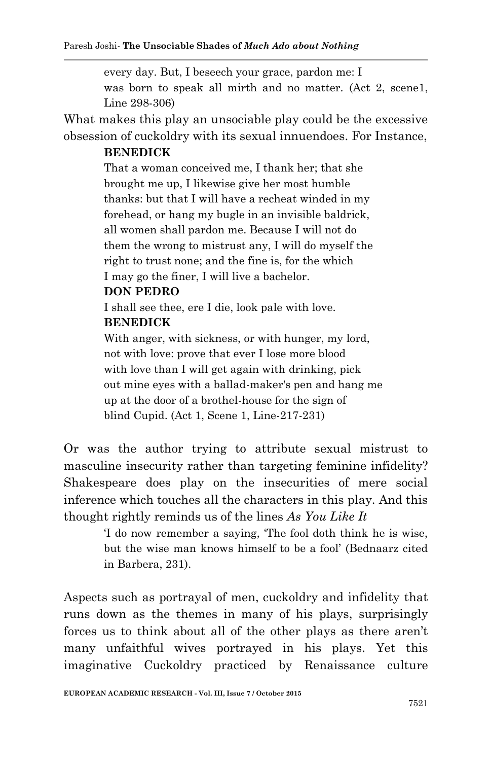> every day. But, I beseech your grace, pardon me: I
> was born to speak all mirth and no matter. (Act 2, scene1, Line 298-306)

What makes this play an unsociable play could be the excessive obsession of cuckoldry with its sexual innuendoes. For Instance,

> **BENEDICK**
> That a woman conceived me, I thank her; that she
> brought me up, I likewise give her most humble
> thanks: but that I will have a recheat winded in my
> forehead, or hang my bugle in an invisible baldrick,
> all women shall pardon me. Because I will not do
> them the wrong to mistrust any, I will do myself the
> right to trust none; and the fine is, for the which
> I may go the finer, I will live a bachelor.
> **DON PEDRO**
> I shall see thee, ere I die, look pale with love.
> **BENEDICK**
> With anger, with sickness, or with hunger, my lord,
> not with love: prove that ever I lose more blood
> with love than I will get again with drinking, pick
> out mine eyes with a ballad-maker's pen and hang me
> up at the door of a brothel-house for the sign of
> blind Cupid. (Act 1, Scene 1, Line-217-231)

Or was the author trying to attribute sexual mistrust to masculine insecurity rather than targeting feminine infidelity? Shakespeare does play on the insecurities of mere social inference which touches all the characters in this play. And this thought rightly reminds us of the lines *As You Like It*

> 'I do now remember a saying, 'The fool doth think he is wise, but the wise man knows himself to be a fool' (Bednaarz cited in Barbera, 231).

Aspects such as portrayal of men, cuckoldry and infidelity that runs down as the themes in many of his plays, surprisingly forces us to think about all of the other plays as there aren't many unfaithful wives portrayed in his plays. Yet this imaginative Cuckoldry practiced by Renaissance culture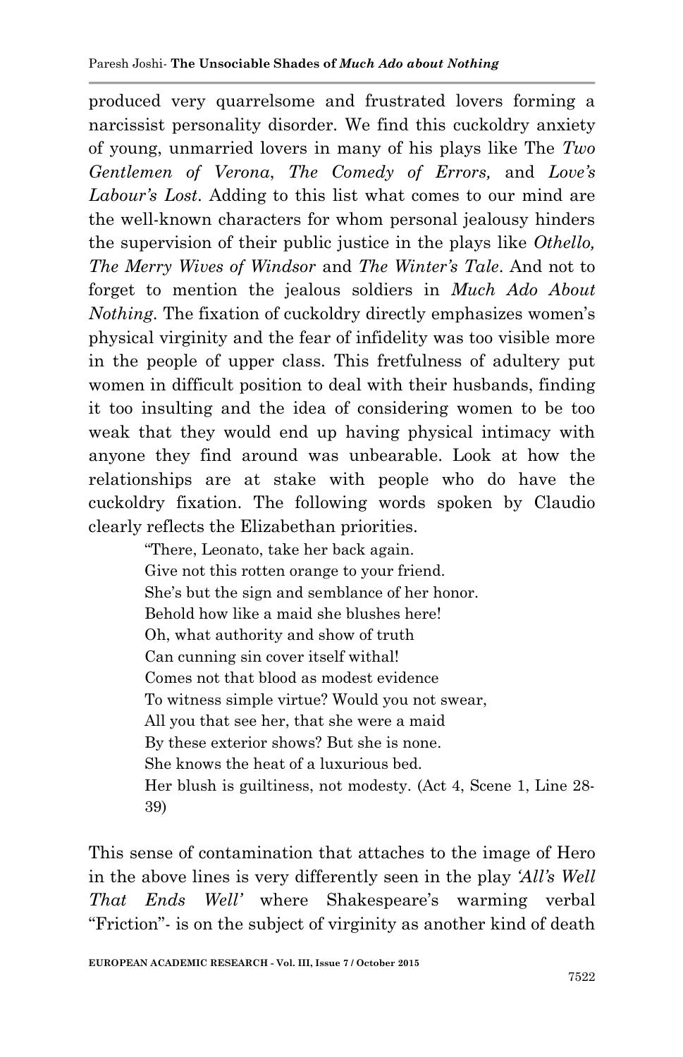produced very quarrelsome and frustrated lovers forming a narcissist personality disorder. We find this cuckoldry anxiety of young, unmarried lovers in many of his plays like The *Two Gentlemen of Verona*, *The Comedy of Errors,* and *Love's Labour's Lost*. Adding to this list what comes to our mind are the well-known characters for whom personal jealousy hinders the supervision of their public justice in the plays like *Othello, The Merry Wives of Windsor* and *The Winter's Tale*. And not to forget to mention the jealous soldiers in *Much Ado About Nothing*. The fixation of cuckoldry directly emphasizes women's physical virginity and the fear of infidelity was too visible more in the people of upper class. This fretfulness of adultery put women in difficult position to deal with their husbands, finding it too insulting and the idea of considering women to be too weak that they would end up having physical intimacy with anyone they find around was unbearable. Look at how the relationships are at stake with people who do have the cuckoldry fixation. The following words spoken by Claudio clearly reflects the Elizabethan priorities.

> "There, Leonato, take her back again.
> Give not this rotten orange to your friend.
> She's but the sign and semblance of her honor.
> Behold how like a maid she blushes here!
> Oh, what authority and show of truth
> Can cunning sin cover itself withal!
> Comes not that blood as modest evidence
> To witness simple virtue? Would you not swear,
> All you that see her, that she were a maid
> By these exterior shows? But she is none.
> She knows the heat of a luxurious bed.
> Her blush is guiltiness, not modesty. (Act 4, Scene 1, Line 28-39)

This sense of contamination that attaches to the image of Hero in the above lines is very differently seen in the play *'All's Well That Ends Well'* where Shakespeare's warming verbal "Friction"- is on the subject of virginity as another kind of death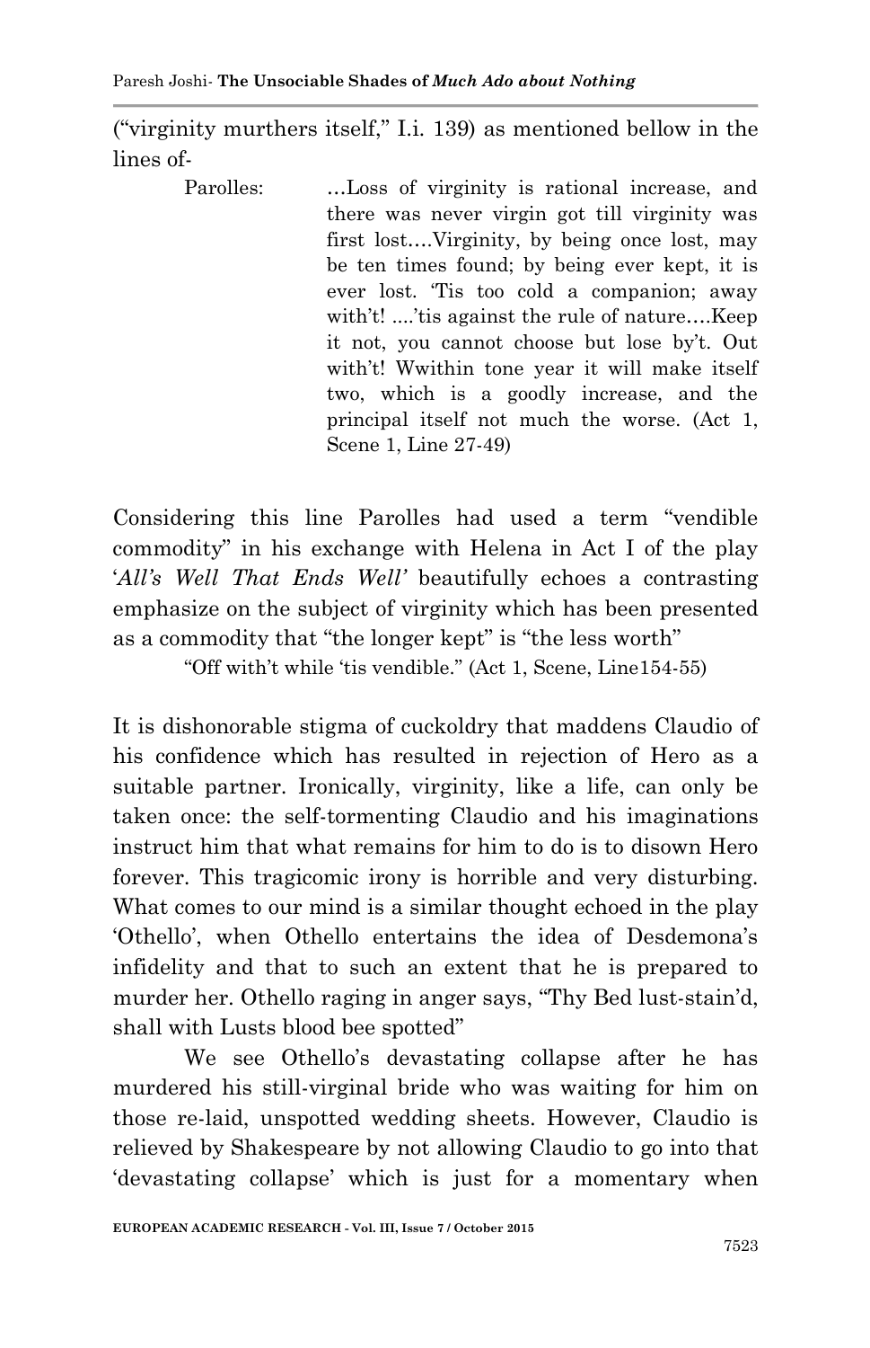("virginity murthers itself," I.i. 139) as mentioned bellow in the lines of-

> Parolles: …Loss of virginity is rational increase, and there was never virgin got till virginity was first lost….Virginity, by being once lost, may be ten times found; by being ever kept, it is ever lost. 'Tis too cold a companion; away with't! ....'tis against the rule of nature….Keep it not, you cannot choose but lose by't. Out with't! Wwithin tone year it will make itself two, which is a goodly increase, and the principal itself not much the worse. (Act 1, Scene 1, Line 27-49)

Considering this line Parolles had used a term "vendible commodity" in his exchange with Helena in Act I of the play '*All's Well That Ends Well'* beautifully echoes a contrasting emphasize on the subject of virginity which has been presented as a commodity that "the longer kept" is "the less worth"

"Off with't while 'tis vendible." (Act 1, Scene, Line154-55)

It is dishonorable stigma of cuckoldry that maddens Claudio of his confidence which has resulted in rejection of Hero as a suitable partner. Ironically, virginity, like a life, can only be taken once: the self-tormenting Claudio and his imaginations instruct him that what remains for him to do is to disown Hero forever. This tragicomic irony is horrible and very disturbing. What comes to our mind is a similar thought echoed in the play 'Othello', when Othello entertains the idea of Desdemona's infidelity and that to such an extent that he is prepared to murder her. Othello raging in anger says, "Thy Bed lust-stain'd, shall with Lusts blood bee spotted"

We see Othello's devastating collapse after he has murdered his still-virginal bride who was waiting for him on those re-laid, unspotted wedding sheets. However, Claudio is relieved by Shakespeare by not allowing Claudio to go into that 'devastating collapse' which is just for a momentary when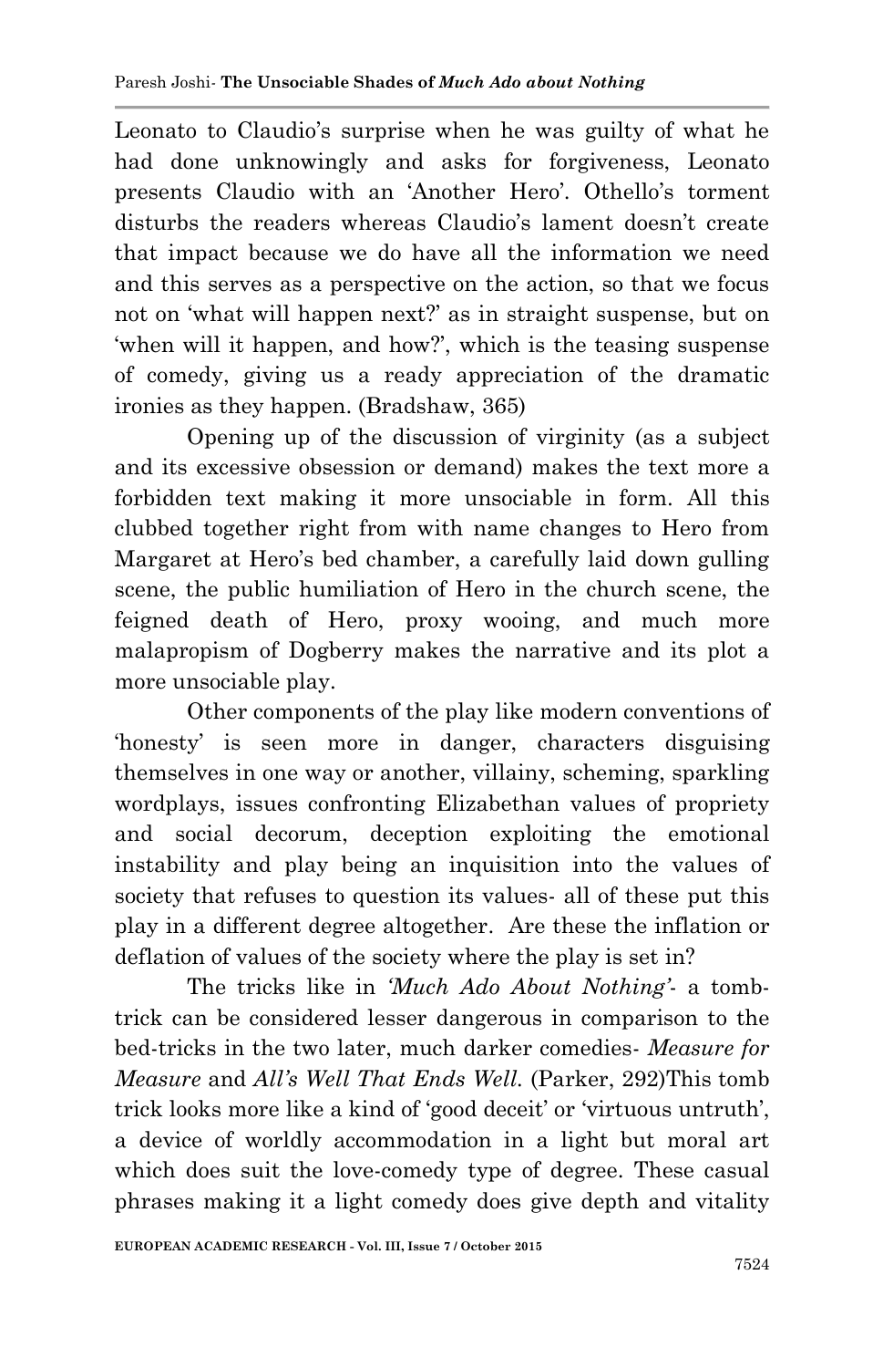Leonato to Claudio's surprise when he was guilty of what he had done unknowingly and asks for forgiveness, Leonato presents Claudio with an 'Another Hero'. Othello's torment disturbs the readers whereas Claudio's lament doesn't create that impact because we do have all the information we need and this serves as a perspective on the action, so that we focus not on 'what will happen next?' as in straight suspense, but on 'when will it happen, and how?', which is the teasing suspense of comedy, giving us a ready appreciation of the dramatic ironies as they happen. (Bradshaw, 365)

Opening up of the discussion of virginity (as a subject and its excessive obsession or demand) makes the text more a forbidden text making it more unsociable in form. All this clubbed together right from with name changes to Hero from Margaret at Hero's bed chamber, a carefully laid down gulling scene, the public humiliation of Hero in the church scene, the feigned death of Hero, proxy wooing, and much more malapropism of Dogberry makes the narrative and its plot a more unsociable play.

Other components of the play like modern conventions of 'honesty' is seen more in danger, characters disguising themselves in one way or another, villainy, scheming, sparkling wordplays, issues confronting Elizabethan values of propriety and social decorum, deception exploiting the emotional instability and play being an inquisition into the values of society that refuses to question its values- all of these put this play in a different degree altogether. Are these the inflation or deflation of values of the society where the play is set in?

The tricks like in *'Much Ado About Nothing'*- a tomb-trick can be considered lesser dangerous in comparison to the bed-tricks in the two later, much darker comedies- *Measure for Measure* and *All's Well That Ends Well.* (Parker, 292)This tomb trick looks more like a kind of 'good deceit' or 'virtuous untruth', a device of worldly accommodation in a light but moral art which does suit the love-comedy type of degree. These casual phrases making it a light comedy does give depth and vitality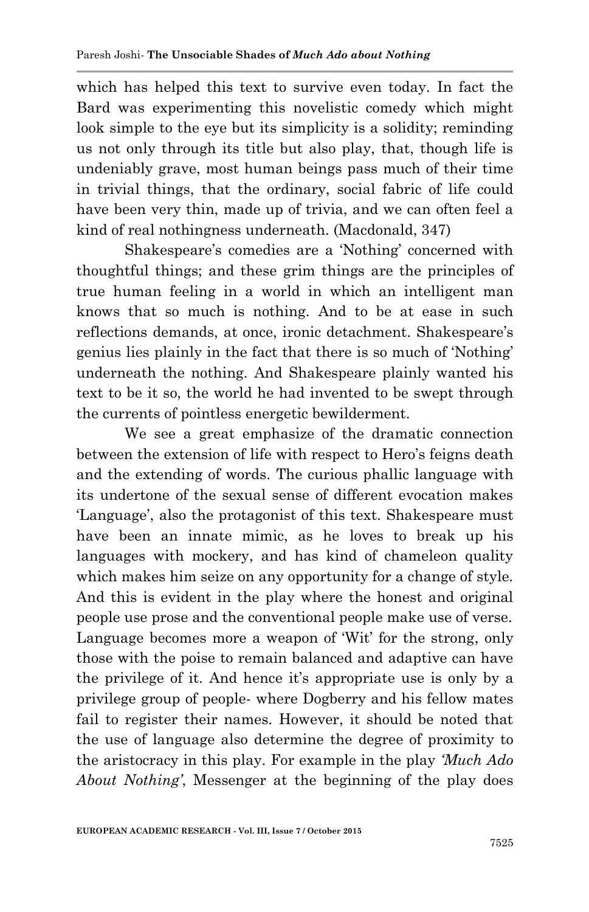which has helped this text to survive even today. In fact the Bard was experimenting this novelistic comedy which might look simple to the eye but its simplicity is a solidity; reminding us not only through its title but also play, that, though life is undeniably grave, most human beings pass much of their time in trivial things, that the ordinary, social fabric of life could have been very thin, made up of trivia, and we can often feel a kind of real nothingness underneath. (Macdonald, 347)

Shakespeare's comedies are a 'Nothing' concerned with thoughtful things; and these grim things are the principles of true human feeling in a world in which an intelligent man knows that so much is nothing. And to be at ease in such reflections demands, at once, ironic detachment. Shakespeare's genius lies plainly in the fact that there is so much of 'Nothing' underneath the nothing. And Shakespeare plainly wanted his text to be it so, the world he had invented to be swept through the currents of pointless energetic bewilderment.

We see a great emphasize of the dramatic connection between the extension of life with respect to Hero's feigns death and the extending of words. The curious phallic language with its undertone of the sexual sense of different evocation makes 'Language', also the protagonist of this text. Shakespeare must have been an innate mimic, as he loves to break up his languages with mockery, and has kind of chameleon quality which makes him seize on any opportunity for a change of style. And this is evident in the play where the honest and original people use prose and the conventional people make use of verse. Language becomes more a weapon of 'Wit' for the strong, only those with the poise to remain balanced and adaptive can have the privilege of it. And hence it's appropriate use is only by a privilege group of people- where Dogberry and his fellow mates fail to register their names. However, it should be noted that the use of language also determine the degree of proximity to the aristocracy in this play. For example in the play *'Much Ado About Nothing'*, Messenger at the beginning of the play does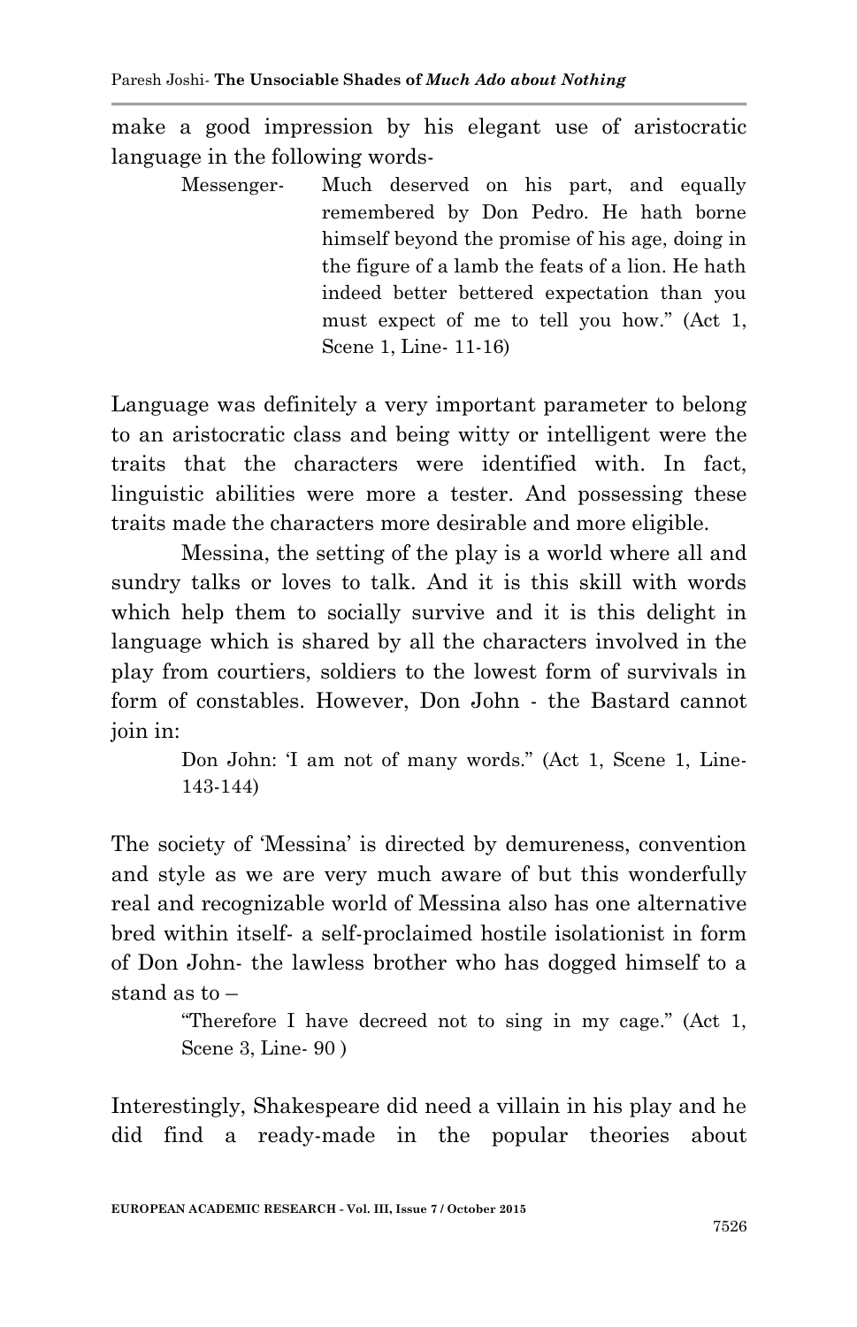make a good impression by his elegant use of aristocratic language in the following words-

> Messenger- Much deserved on his part, and equally remembered by Don Pedro. He hath borne himself beyond the promise of his age, doing in the figure of a lamb the feats of a lion. He hath indeed better bettered expectation than you must expect of me to tell you how." (Act 1, Scene 1, Line- 11-16)

Language was definitely a very important parameter to belong to an aristocratic class and being witty or intelligent were the traits that the characters were identified with. In fact, linguistic abilities were more a tester. And possessing these traits made the characters more desirable and more eligible.

Messina, the setting of the play is a world where all and sundry talks or loves to talk. And it is this skill with words which help them to socially survive and it is this delight in language which is shared by all the characters involved in the play from courtiers, soldiers to the lowest form of survivals in form of constables. However, Don John - the Bastard cannot join in:

> Don John: 'I am not of many words." (Act 1, Scene 1, Line- 143-144)

The society of 'Messina' is directed by demureness, convention and style as we are very much aware of but this wonderfully real and recognizable world of Messina also has one alternative bred within itself- a self-proclaimed hostile isolationist in form of Don John- the lawless brother who has dogged himself to a stand as to –

> "Therefore I have decreed not to sing in my cage." (Act 1, Scene 3, Line- 90 )

Interestingly, Shakespeare did need a villain in his play and he did find a ready-made in the popular theories about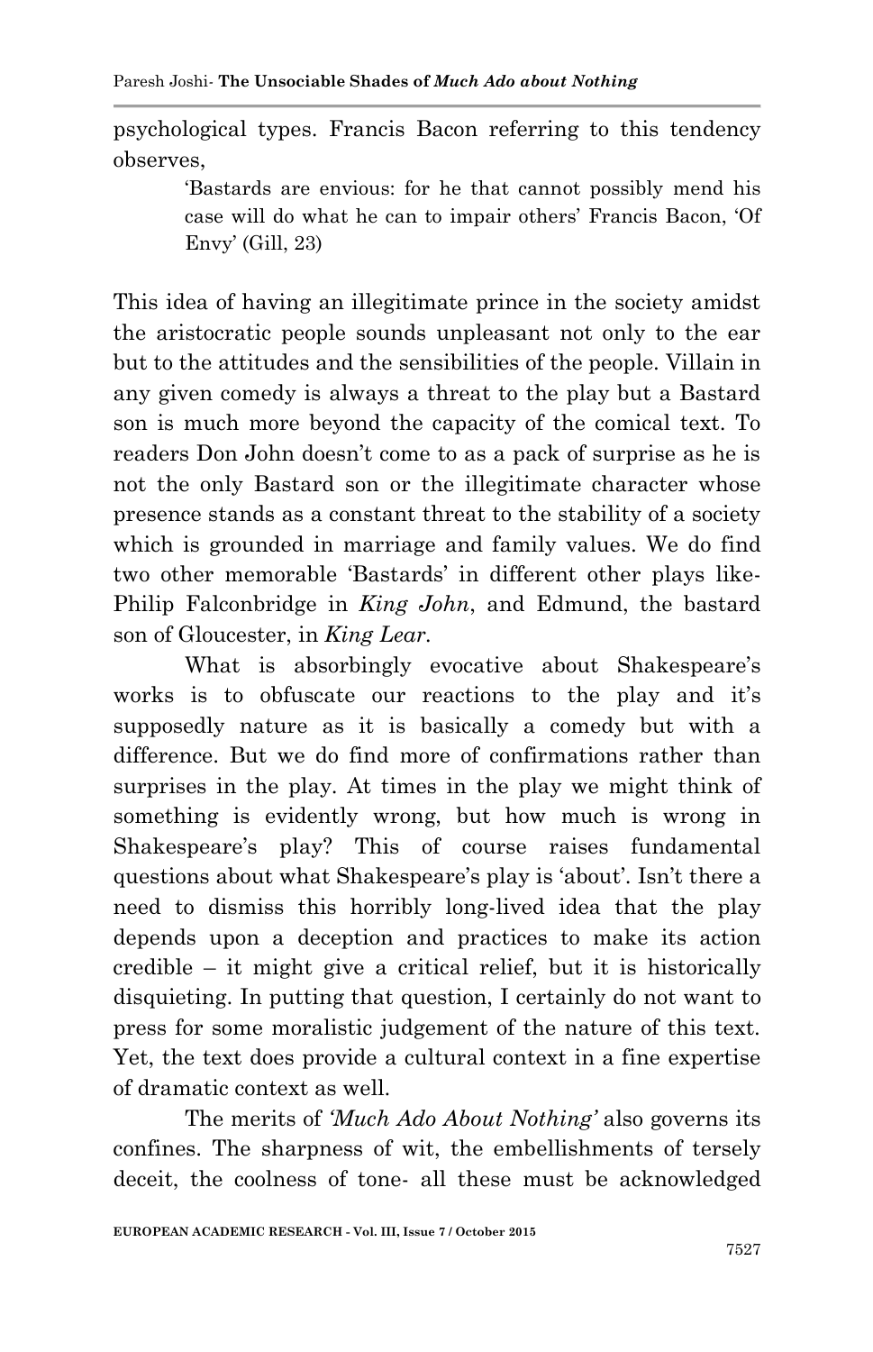psychological types. Francis Bacon referring to this tendency observes,

> 'Bastards are envious: for he that cannot possibly mend his case will do what he can to impair others' Francis Bacon, 'Of Envy' (Gill, 23)

This idea of having an illegitimate prince in the society amidst the aristocratic people sounds unpleasant not only to the ear but to the attitudes and the sensibilities of the people. Villain in any given comedy is always a threat to the play but a Bastard son is much more beyond the capacity of the comical text. To readers Don John doesn't come to as a pack of surprise as he is not the only Bastard son or the illegitimate character whose presence stands as a constant threat to the stability of a society which is grounded in marriage and family values. We do find two other memorable 'Bastards' in different other plays like- Philip Falconbridge in *King John*, and Edmund, the bastard son of Gloucester, in *King Lear*.

What is absorbingly evocative about Shakespeare's works is to obfuscate our reactions to the play and it's supposedly nature as it is basically a comedy but with a difference. But we do find more of confirmations rather than surprises in the play. At times in the play we might think of something is evidently wrong, but how much is wrong in Shakespeare's play? This of course raises fundamental questions about what Shakespeare's play is 'about'. Isn't there a need to dismiss this horribly long-lived idea that the play depends upon a deception and practices to make its action credible – it might give a critical relief, but it is historically disquieting. In putting that question, I certainly do not want to press for some moralistic judgement of the nature of this text. Yet, the text does provide a cultural context in a fine expertise of dramatic context as well.

The merits of *'Much Ado About Nothing'* also governs its confines. The sharpness of wit, the embellishments of tersely deceit, the coolness of tone- all these must be acknowledged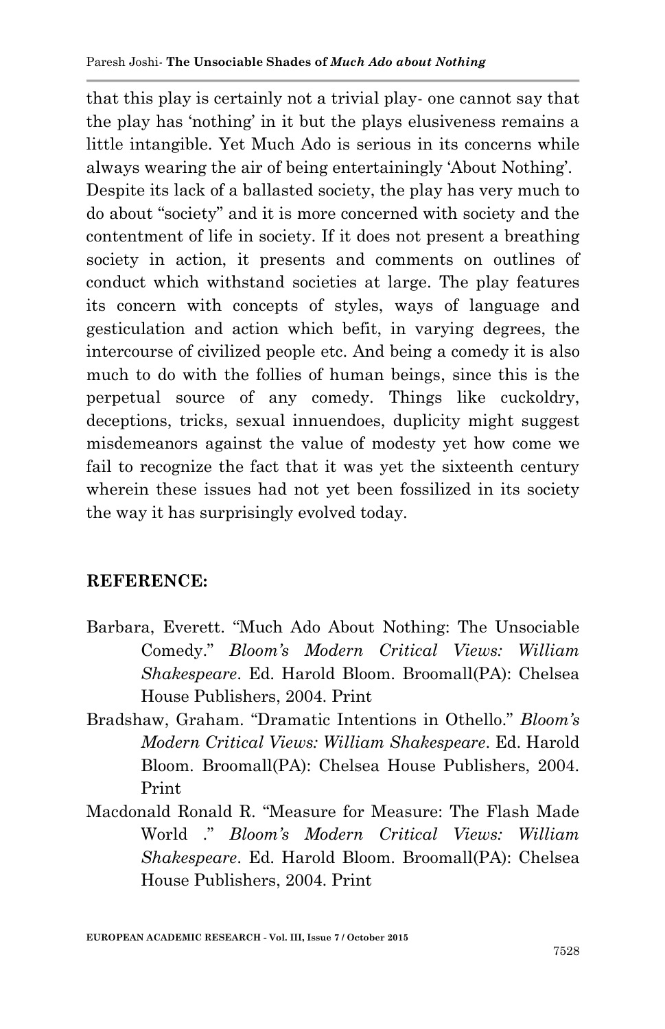that this play is certainly not a trivial play- one cannot say that the play has 'nothing' in it but the plays elusiveness remains a little intangible. Yet Much Ado is serious in its concerns while always wearing the air of being entertainingly 'About Nothing'.
Despite its lack of a ballasted society, the play has very much to do about "society" and it is more concerned with society and the contentment of life in society. If it does not present a breathing society in action, it presents and comments on outlines of conduct which withstand societies at large. The play features its concern with concepts of styles, ways of language and gesticulation and action which befit, in varying degrees, the intercourse of civilized people etc. And being a comedy it is also much to do with the follies of human beings, since this is the perpetual source of any comedy. Things like cuckoldry, deceptions, tricks, sexual innuendoes, duplicity might suggest misdemeanors against the value of modesty yet how come we fail to recognize the fact that it was yet the sixteenth century wherein these issues had not yet been fossilized in its society the way it has surprisingly evolved today.

## REFERENCE:

Barbara, Everett. "Much Ado About Nothing: The Unsociable Comedy." *Bloom's Modern Critical Views: William Shakespeare*. Ed. Harold Bloom. Broomall(PA): Chelsea House Publishers, 2004. Print

Bradshaw, Graham. "Dramatic Intentions in Othello." *Bloom's Modern Critical Views: William Shakespeare*. Ed. Harold Bloom. Broomall(PA): Chelsea House Publishers, 2004. Print

Macdonald Ronald R. "Measure for Measure: The Flash Made World ." *Bloom's Modern Critical Views: William Shakespeare*. Ed. Harold Bloom. Broomall(PA): Chelsea House Publishers, 2004. Print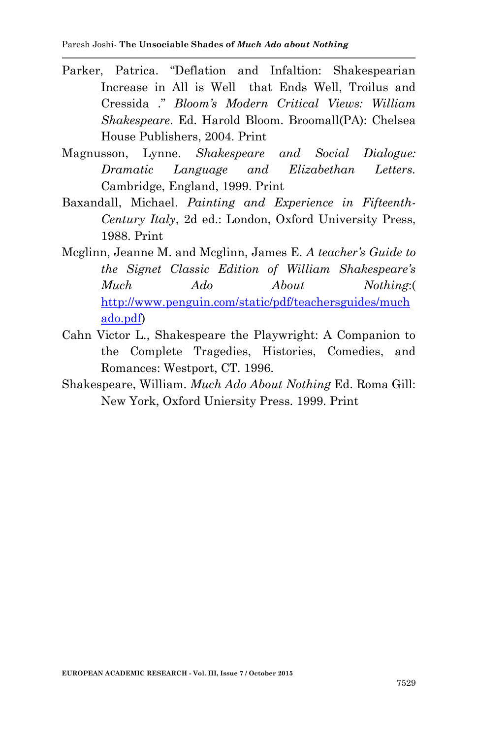Parker, Patrica. "Deflation and Infaltion: Shakespearian Increase in All is Well that Ends Well, Troilus and Cressida ." *Bloom's Modern Critical Views: William Shakespeare*. Ed. Harold Bloom. Broomall(PA): Chelsea House Publishers, 2004. Print

Magnusson, Lynne. *Shakespeare and Social Dialogue: Dramatic Language and Elizabethan Letters.* Cambridge, England, 1999. Print

Baxandall, Michael. *Painting and Experience in Fifteenth-Century Italy*, 2d ed.: London, Oxford University Press, 1988. Print

Mcglinn, Jeanne M. and Mcglinn, James E. *A teacher's Guide to the Signet Classic Edition of William Shakespeare's Much Ado About Nothing*:( http://www.penguin.com/static/pdf/teachersguides/muchado.pdf)

Cahn Victor L., Shakespeare the Playwright: A Companion to the Complete Tragedies, Histories, Comedies, and Romances: Westport, CT. 1996.

Shakespeare, William. *Much Ado About Nothing* Ed. Roma Gill: New York, Oxford Uniersity Press. 1999. Print